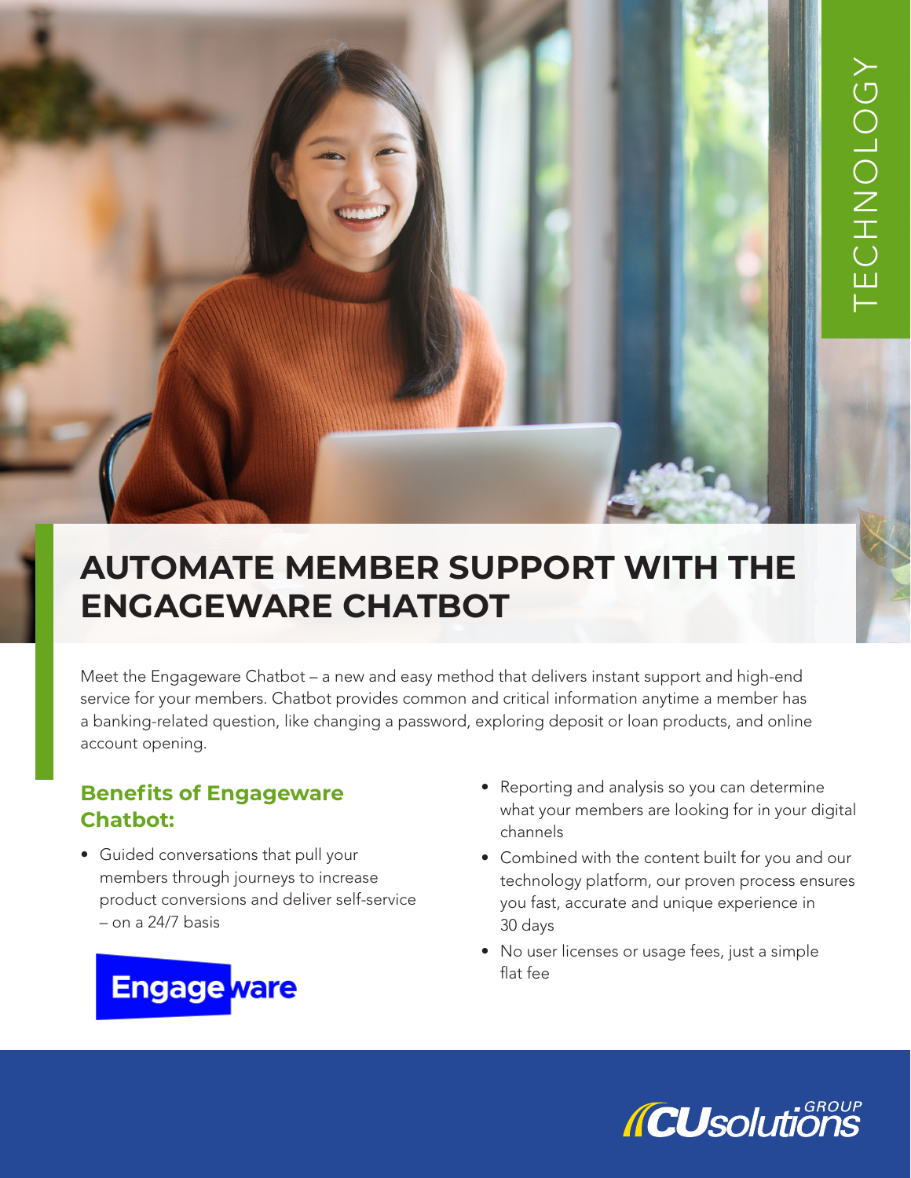TECHNOLOGY

# AUTOMATE MEMBER SUPPORT WITH THE ENGAGEWARE CHATBOT

Meet the Engageware Chatbot – a new and easy method that delivers instant support and high-end service for your members. Chatbot provides common and critical information anytime a member has a banking-related question, like changing a password, exploring deposit or loan products, and online account opening.

## Benefits of Engageware Chatbot:

- Guided conversations that pull your members through journeys to increase product conversions and deliver self-service – on a 24/7 basis
- Reporting and analysis so you can determine what your members are looking for in your digital channels
- Combined with the content built for you and our technology platform, our proven process ensures you fast, accurate and unique experience in 30 days
- No user licenses or usage fees, just a simple flat fee

Engageware

CUsolutions GROUP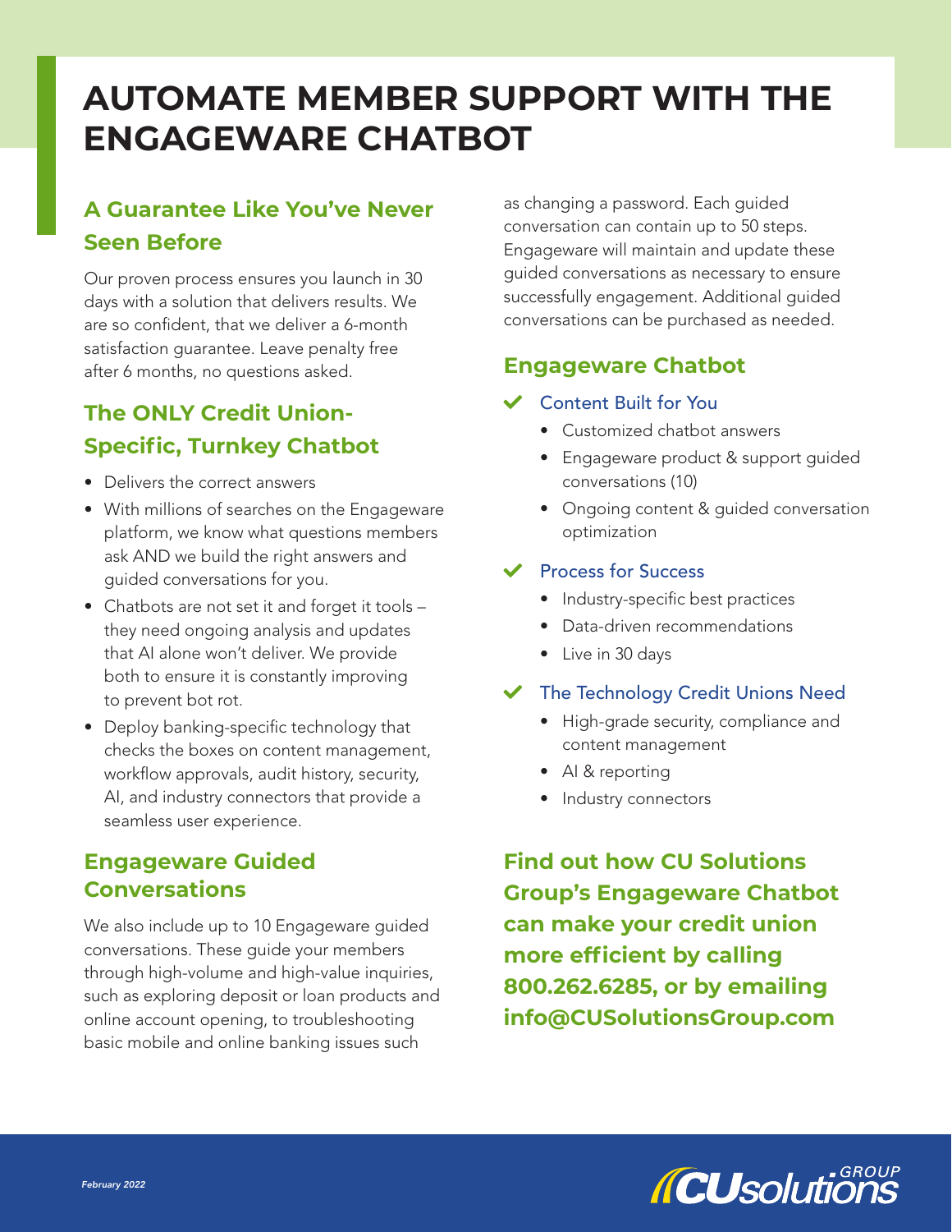# AUTOMATE MEMBER SUPPORT WITH THE ENGAGEWARE CHATBOT

## A Guarantee Like You've Never Seen Before

Our proven process ensures you launch in 30 days with a solution that delivers results. We are so confident, that we deliver a 6-month satisfaction guarantee. Leave penalty free after 6 months, no questions asked.

## The ONLY Credit Union-Specific, Turnkey Chatbot

- Delivers the correct answers
- With millions of searches on the Engageware platform, we know what questions members ask AND we build the right answers and guided conversations for you.
- Chatbots are not set it and forget it tools – they need ongoing analysis and updates that AI alone won't deliver. We provide both to ensure it is constantly improving to prevent bot rot.
- Deploy banking-specific technology that checks the boxes on content management, workflow approvals, audit history, security, AI, and industry connectors that provide a seamless user experience.

## Engageware Guided Conversations

We also include up to 10 Engageware guided conversations. These guide your members through high-volume and high-value inquiries, such as exploring deposit or loan products and online account opening, to troubleshooting basic mobile and online banking issues such as changing a password. Each guided conversation can contain up to 50 steps. Engageware will maintain and update these guided conversations as necessary to ensure successfully engagement. Additional guided conversations can be purchased as needed.

## Engageware Chatbot

### ✔ Content Built for You

- Customized chatbot answers
- Engageware product & support guided conversations (10)
- Ongoing content & guided conversation optimization

### ✔ Process for Success

- Industry-specific best practices
- Data-driven recommendations
- Live in 30 days

### ✔ The Technology Credit Unions Need

- High-grade security, compliance and content management
- AI & reporting
- Industry connectors

**Find out how CU Solutions Group's Engageware Chatbot can make your credit union more efficient by calling 800.262.6285, or by emailing info@CUSolutionsGroup.com**

*February 2022*

CUsolutions GROUP